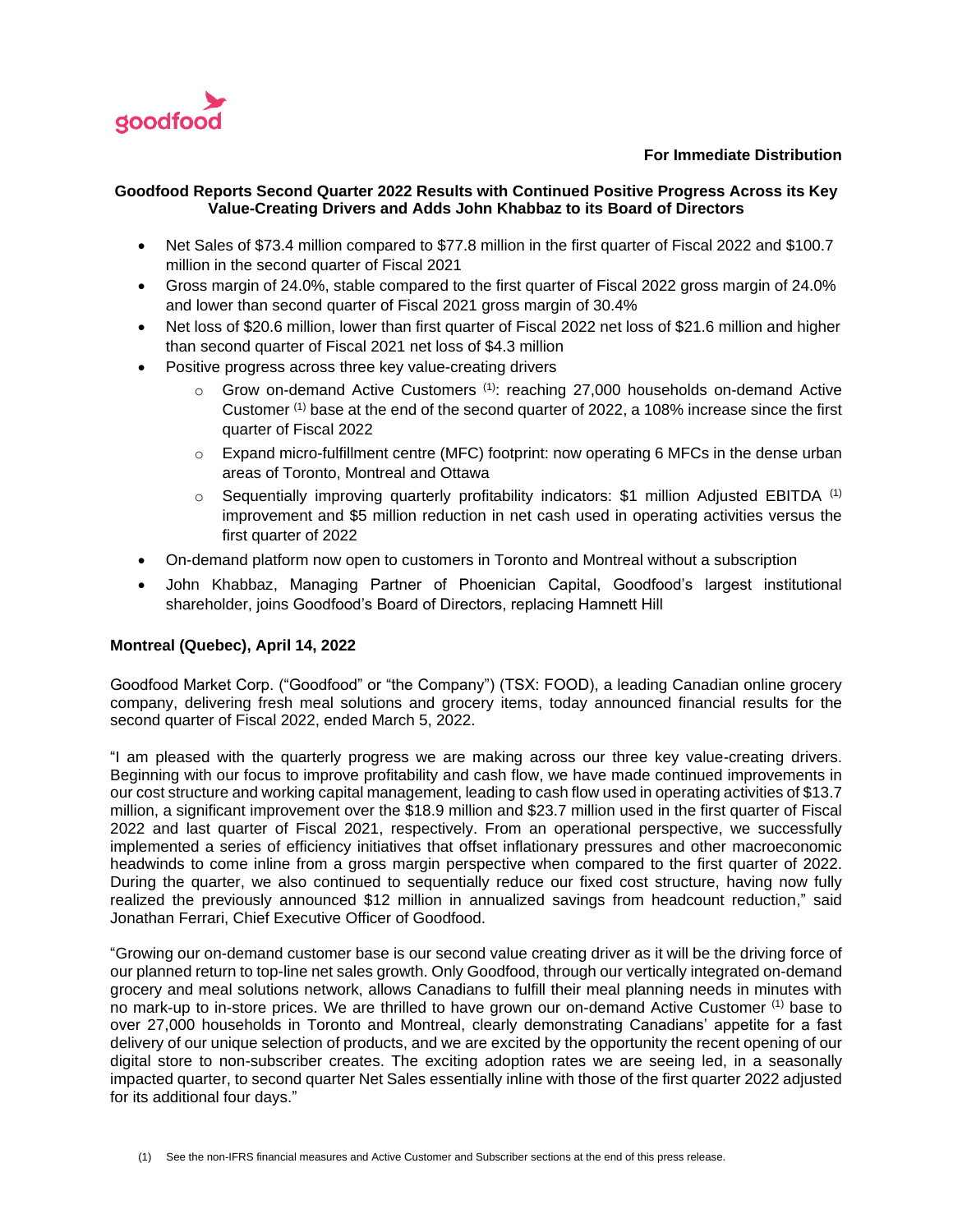goodfood

**For Immediate Distribution**

## Goodfood Reports Second Quarter 2022 Results with Continued Positive Progress Across its Key Value-Creating Drivers and Adds John Khabbaz to its Board of Directors

- Net Sales of $73.4 million compared to $77.8 million in the first quarter of Fiscal 2022 and $100.7 million in the second quarter of Fiscal 2021
- Gross margin of 24.0%, stable compared to the first quarter of Fiscal 2022 gross margin of 24.0% and lower than second quarter of Fiscal 2021 gross margin of 30.4%
- Net loss of $20.6 million, lower than first quarter of Fiscal 2022 net loss of $21.6 million and higher than second quarter of Fiscal 2021 net loss of $4.3 million
- Positive progress across three key value-creating drivers
  - Grow on-demand Active Customers [(1)]: reaching 27,000 households on-demand Active Customer [(1)] base at the end of the second quarter of 2022, a 108% increase since the first quarter of Fiscal 2022
  - Expand micro-fulfillment centre (MFC) footprint: now operating 6 MFCs in the dense urban areas of Toronto, Montreal and Ottawa
  - Sequentially improving quarterly profitability indicators: $1 million Adjusted EBITDA [(1)] improvement and $5 million reduction in net cash used in operating activities versus the first quarter of 2022
- On-demand platform now open to customers in Toronto and Montreal without a subscription
- John Khabbaz, Managing Partner of Phoenician Capital, Goodfood's largest institutional shareholder, joins Goodfood's Board of Directors, replacing Hamnett Hill

**Montreal (Quebec), April 14, 2022**

Goodfood Market Corp. ("Goodfood" or "the Company") (TSX: FOOD), a leading Canadian online grocery company, delivering fresh meal solutions and grocery items, today announced financial results for the second quarter of Fiscal 2022, ended March 5, 2022.

"I am pleased with the quarterly progress we are making across our three key value-creating drivers. Beginning with our focus to improve profitability and cash flow, we have made continued improvements in our cost structure and working capital management, leading to cash flow used in operating activities of $13.7 million, a significant improvement over the $18.9 million and $23.7 million used in the first quarter of Fiscal 2022 and last quarter of Fiscal 2021, respectively. From an operational perspective, we successfully implemented a series of efficiency initiatives that offset inflationary pressures and other macroeconomic headwinds to come inline from a gross margin perspective when compared to the first quarter of 2022. During the quarter, we also continued to sequentially reduce our fixed cost structure, having now fully realized the previously announced $12 million in annualized savings from headcount reduction," said Jonathan Ferrari, Chief Executive Officer of Goodfood.

"Growing our on-demand customer base is our second value creating driver as it will be the driving force of our planned return to top-line net sales growth. Only Goodfood, through our vertically integrated on-demand grocery and meal solutions network, allows Canadians to fulfill their meal planning needs in minutes with no mark-up to in-store prices. We are thrilled to have grown our on-demand Active Customer [(1)] base to over 27,000 households in Toronto and Montreal, clearly demonstrating Canadians' appetite for a fast delivery of our unique selection of products, and we are excited by the opportunity the recent opening of our digital store to non-subscriber creates. The exciting adoption rates we are seeing led, in a seasonally impacted quarter, to second quarter Net Sales essentially inline with those of the first quarter 2022 adjusted for its additional four days."

(1) See the non-IFRS financial measures and Active Customer and Subscriber sections at the end of this press release.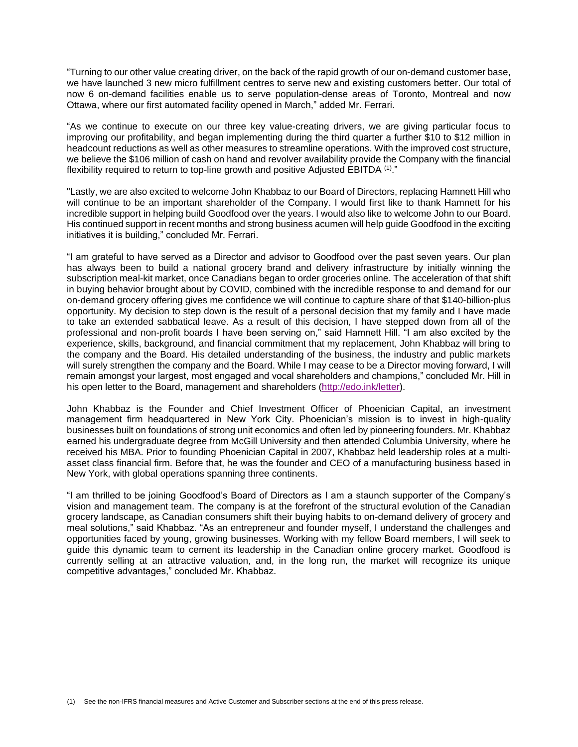"Turning to our other value creating driver, on the back of the rapid growth of our on-demand customer base, we have launched 3 new micro fulfillment centres to serve new and existing customers better. Our total of now 6 on-demand facilities enable us to serve population-dense areas of Toronto, Montreal and now Ottawa, where our first automated facility opened in March," added Mr. Ferrari.

"As we continue to execute on our three key value-creating drivers, we are giving particular focus to improving our profitability, and began implementing during the third quarter a further $10 to $12 million in headcount reductions as well as other measures to streamline operations. With the improved cost structure, we believe the $106 million of cash on hand and revolver availability provide the Company with the financial flexibility required to return to top-line growth and positive Adjusted EBITDA [(1)]."

"Lastly, we are also excited to welcome John Khabbaz to our Board of Directors, replacing Hamnett Hill who will continue to be an important shareholder of the Company. I would first like to thank Hamnett for his incredible support in helping build Goodfood over the years. I would also like to welcome John to our Board. His continued support in recent months and strong business acumen will help guide Goodfood in the exciting initiatives it is building," concluded Mr. Ferrari.

"I am grateful to have served as a Director and advisor to Goodfood over the past seven years. Our plan has always been to build a national grocery brand and delivery infrastructure by initially winning the subscription meal-kit market, once Canadians began to order groceries online. The acceleration of that shift in buying behavior brought about by COVID, combined with the incredible response to and demand for our on-demand grocery offering gives me confidence we will continue to capture share of that $140-billion-plus opportunity. My decision to step down is the result of a personal decision that my family and I have made to take an extended sabbatical leave. As a result of this decision, I have stepped down from all of the professional and non-profit boards I have been serving on," said Hamnett Hill. "I am also excited by the experience, skills, background, and financial commitment that my replacement, John Khabbaz will bring to the company and the Board. His detailed understanding of the business, the industry and public markets will surely strengthen the company and the Board. While I may cease to be a Director moving forward, I will remain amongst your largest, most engaged and vocal shareholders and champions," concluded Mr. Hill in his open letter to the Board, management and shareholders (http://edo.ink/letter).

John Khabbaz is the Founder and Chief Investment Officer of Phoenician Capital, an investment management firm headquartered in New York City. Phoenician's mission is to invest in high-quality businesses built on foundations of strong unit economics and often led by pioneering founders. Mr. Khabbaz earned his undergraduate degree from McGill University and then attended Columbia University, where he received his MBA. Prior to founding Phoenician Capital in 2007, Khabbaz held leadership roles at a multi-asset class financial firm. Before that, he was the founder and CEO of a manufacturing business based in New York, with global operations spanning three continents.

"I am thrilled to be joining Goodfood's Board of Directors as I am a staunch supporter of the Company's vision and management team. The company is at the forefront of the structural evolution of the Canadian grocery landscape, as Canadian consumers shift their buying habits to on-demand delivery of grocery and meal solutions," said Khabbaz. "As an entrepreneur and founder myself, I understand the challenges and opportunities faced by young, growing businesses. Working with my fellow Board members, I will seek to guide this dynamic team to cement its leadership in the Canadian online grocery market. Goodfood is currently selling at an attractive valuation, and, in the long run, the market will recognize its unique competitive advantages," concluded Mr. Khabbaz.

(1) See the non-IFRS financial measures and Active Customer and Subscriber sections at the end of this press release.